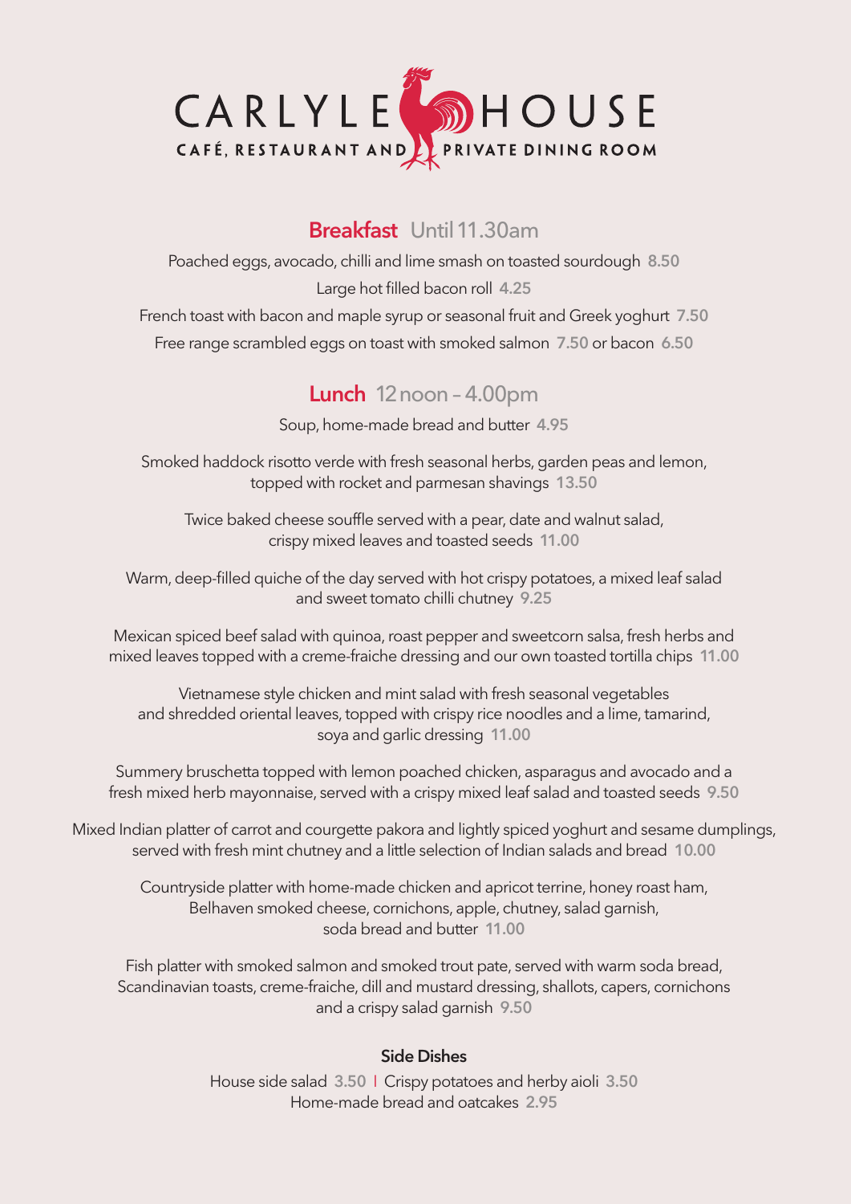# CARLYLE HOUSE

CAFÉ, RESTAURANT AND PRIVATE DINING ROOM

## Breakfast Until 11.30am

Poached eggs, avocado, chilli and lime smash on toasted sourdough **8.50**

Large hot filled bacon roll **4.25**

French toast with bacon and maple syrup or seasonal fruit and Greek yoghurt **7.50**

Free range scrambled eggs on toast with smoked salmon **7.50** or bacon **6.50**

## Lunch 12noon – 4.00pm

Soup, home-made bread and butter **4.95**

Smoked haddock risotto verde with fresh seasonal herbs, garden peas and lemon, topped with rocket and parmesan shavings **13.50**

Twice baked cheese souffle served with a pear, date and walnut salad, crispy mixed leaves and toasted seeds **11.00**

Warm, deep-filled quiche of the day served with hot crispy potatoes, a mixed leaf salad and sweet tomato chilli chutney **9.25**

Mexican spiced beef salad with quinoa, roast pepper and sweetcorn salsa, fresh herbs and mixed leaves topped with a creme-fraiche dressing and our own toasted tortilla chips **11.00**

Vietnamese style chicken and mint salad with fresh seasonal vegetables and shredded oriental leaves, topped with crispy rice noodles and a lime, tamarind, soya and garlic dressing **11.00**

Summery bruschetta topped with lemon poached chicken, asparagus and avocado and a fresh mixed herb mayonnaise, served with a crispy mixed leaf salad and toasted seeds **9.50**

Mixed Indian platter of carrot and courgette pakora and lightly spiced yoghurt and sesame dumplings, served with fresh mint chutney and a little selection of Indian salads and bread **10.00**

Countryside platter with home-made chicken and apricot terrine, honey roast ham, Belhaven smoked cheese, cornichons, apple, chutney, salad garnish, soda bread and butter **11.00**

Fish platter with smoked salmon and smoked trout pate, served with warm soda bread, Scandinavian toasts, creme-fraiche, dill and mustard dressing, shallots, capers, cornichons and a crispy salad garnish **9.50**

### Side Dishes

House side salad **3.50** | Crispy potatoes and herby aioli **3.50**

Home-made bread and oatcakes **2.95**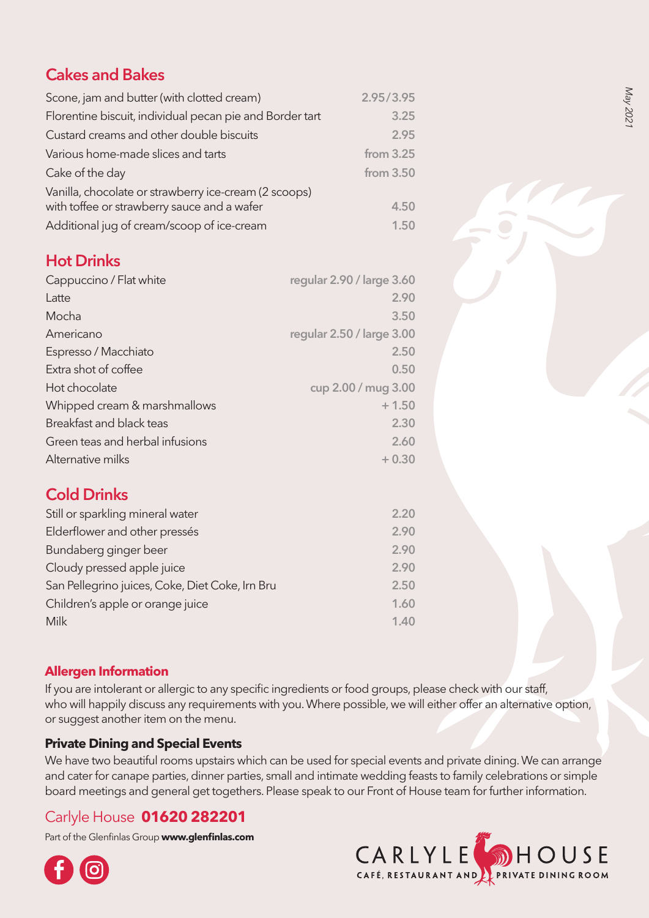## Cakes and Bakes

| | |
|---|---|
| Scone, jam and butter (with clotted cream) | 2.95/3.95 |
| Florentine biscuit, individual pecan pie and Border tart | 3.25 |
| Custard creams and other double biscuits | 2.95 |
| Various home-made slices and tarts | from 3.25 |
| Cake of the day | from 3.50 |
| Vanilla, chocolate or strawberry ice-cream (2 scoops) with toffee or strawberry sauce and a wafer | 4.50 |
| Additional jug of cream/scoop of ice-cream | 1.50 |

## Hot Drinks

| | |
|---|---|
| Cappuccino / Flat white | regular 2.90 / large 3.60 |
| Latte | 2.90 |
| Mocha | 3.50 |
| Americano | regular 2.50 / large 3.00 |
| Espresso / Macchiato | 2.50 |
| Extra shot of coffee | 0.50 |
| Hot chocolate | cup 2.00 / mug 3.00 |
| Whipped cream & marshmallows | + 1.50 |
| Breakfast and black teas | 2.30 |
| Green teas and herbal infusions | 2.60 |
| Alternative milks | + 0.30 |

## Cold Drinks

| | |
|---|---|
| Still or sparkling mineral water | 2.20 |
| Elderflower and other pressés | 2.90 |
| Bundaberg ginger beer | 2.90 |
| Cloudy pressed apple juice | 2.90 |
| San Pellegrino juices, Coke, Diet Coke, Irn Bru | 2.50 |
| Children's apple or orange juice | 1.60 |
| Milk | 1.40 |

### Allergen Information

If you are intolerant or allergic to any specific ingredients or food groups, please check with our staff, who will happily discuss any requirements with you. Where possible, we will either offer an alternative option, or suggest another item on the menu.

### Private Dining and Special Events

We have two beautiful rooms upstairs which can be used for special events and private dining. We can arrange and cater for canape parties, dinner parties, small and intimate wedding feasts to family celebrations or simple board meetings and general get togethers. Please speak to our Front of House team for further information.

Carlyle House **01620 282201**

Part of the Glenfinlas Group **www.glenfinlas.com**

CARLYLE HOUSE
CAFÉ, RESTAURANT AND PRIVATE DINING ROOM

*May 2021*